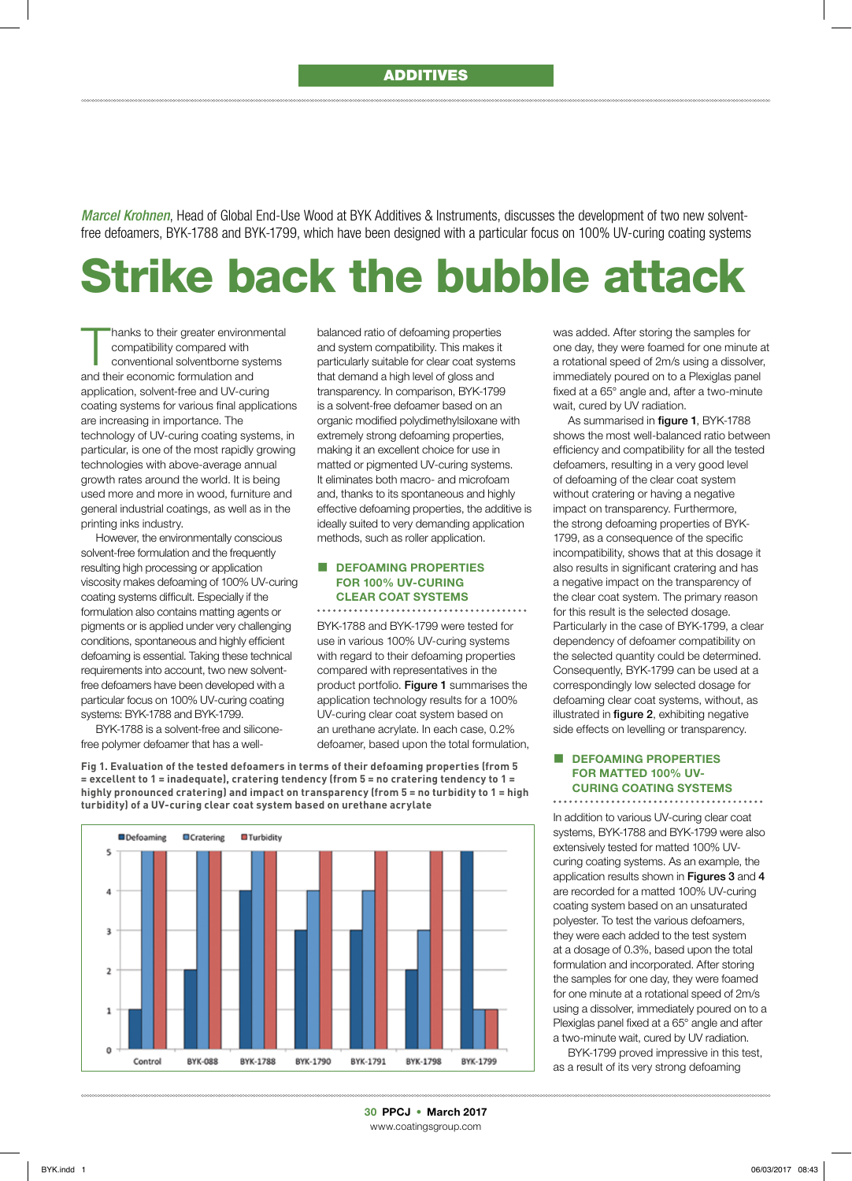ADDITIVES

*Marcel Krohnen*, Head of Global End-Use Wood at BYK Additives & Instruments, discusses the development of two new solvent-free defoamers, BYK-1788 and BYK-1799, which have been designed with a particular focus on 100% UV-curing coating systems

# Strike back the bubble attack

Thanks to their greater environmental compatibility compared with conventional solventborne systems and their economic formulation and application, solvent-free and UV-curing coating systems for various final applications are increasing in importance. The technology of UV-curing coating systems, in particular, is one of the most rapidly growing technologies with above-average annual growth rates around the world. It is being used more and more in wood, furniture and general industrial coatings, as well as in the printing inks industry.

However, the environmentally conscious solvent-free formulation and the frequently resulting high processing or application viscosity makes defoaming of 100% UV-curing coating systems difficult. Especially if the formulation also contains matting agents or pigments or is applied under very challenging conditions, spontaneous and highly efficient defoaming is essential. Taking these technical requirements into account, two new solvent-free defoamers have been developed with a particular focus on 100% UV-curing coating systems: BYK-1788 and BYK-1799.

BYK-1788 is a solvent-free and silicone-free polymer defoamer that has a well-balanced ratio of defoaming properties and system compatibility. This makes it particularly suitable for clear coat systems that demand a high level of gloss and transparency. In comparison, BYK-1799 is a solvent-free defoamer based on an organic modified polydimethylsiloxane with extremely strong defoaming properties, making it an excellent choice for use in matted or pigmented UV-curing systems. It eliminates both macro- and microfoam and, thanks to its spontaneous and highly effective defoaming properties, the additive is ideally suited to very demanding application methods, such as roller application.

## DEFOAMING PROPERTIES FOR 100% UV-CURING CLEAR COAT SYSTEMS

BYK-1788 and BYK-1799 were tested for use in various 100% UV-curing systems with regard to their defoaming properties compared with representatives in the product portfolio. **Figure 1** summarises the application technology results for a 100% UV-curing clear coat system based on an urethane acrylate. In each case, 0.2% defoamer, based upon the total formulation, was added. After storing the samples for one day, they were foamed for one minute at a rotational speed of 2m/s using a dissolver, immediately poured on to a Plexiglas panel fixed at a 65° angle and, after a two-minute wait, cured by UV radiation.

**Fig 1. Evaluation of the tested defoamers in terms of their defoaming properties (from 5 = excellent to 1 = inadequate), cratering tendency (from 5 = no cratering tendency to 1 = highly pronounced cratering) and impact on transparency (from 5 = no turbidity to 1 = high turbidity) of a UV-curing clear coat system based on urethane acrylate**

| | Defoaming | Cratering | Turbidity |
|---|---|---|---|
| Control | 1 | 5 | 5 |
| BYK-088 | 2 | 5 | 5 |
| BYK-1788 | 4 | 5 | 5 |
| BYK-1790 | 3 | 4 | 5 |
| BYK-1791 | 3 | 4 | 5 |
| BYK-1798 | 2 | 3 | 5 |
| BYK-1799 | 5 | 1 | 1 |

As summarised in **figure 1**, BYK-1788 shows the most well-balanced ratio between efficiency and compatibility for all the tested defoamers, resulting in a very good level of defoaming of the clear coat system without cratering or having a negative impact on transparency. Furthermore, the strong defoaming properties of BYK-1799, as a consequence of the specific incompatibility, shows that at this dosage it also results in significant cratering and has a negative impact on the transparency of the clear coat system. The primary reason for this result is the selected dosage. Particularly in the case of BYK-1799, a clear dependency of defoamer compatibility on the selected quantity could be determined. Consequently, BYK-1799 can be used at a correspondingly low selected dosage for defoaming clear coat systems, without, as illustrated in **figure 2**, exhibiting negative side effects on levelling or transparency.

## DEFOAMING PROPERTIES FOR MATTED 100% UV-CURING COATING SYSTEMS

In addition to various UV-curing clear coat systems, BYK-1788 and BYK-1799 were also extensively tested for matted 100% UV-curing coating systems. As an example, the application results shown in **Figures 3** and **4** are recorded for a matted 100% UV-curing coating system based on an unsaturated polyester. To test the various defoamers, they were each added to the test system at a dosage of 0.3%, based upon the total formulation and incorporated. After storing the samples for one day, they were foamed for one minute at a rotational speed of 2m/s using a dissolver, immediately poured on to a Plexiglas panel fixed at a 65° angle and after a two-minute wait, cured by UV radiation.

BYK-1799 proved impressive in this test, as a result of its very strong defoaming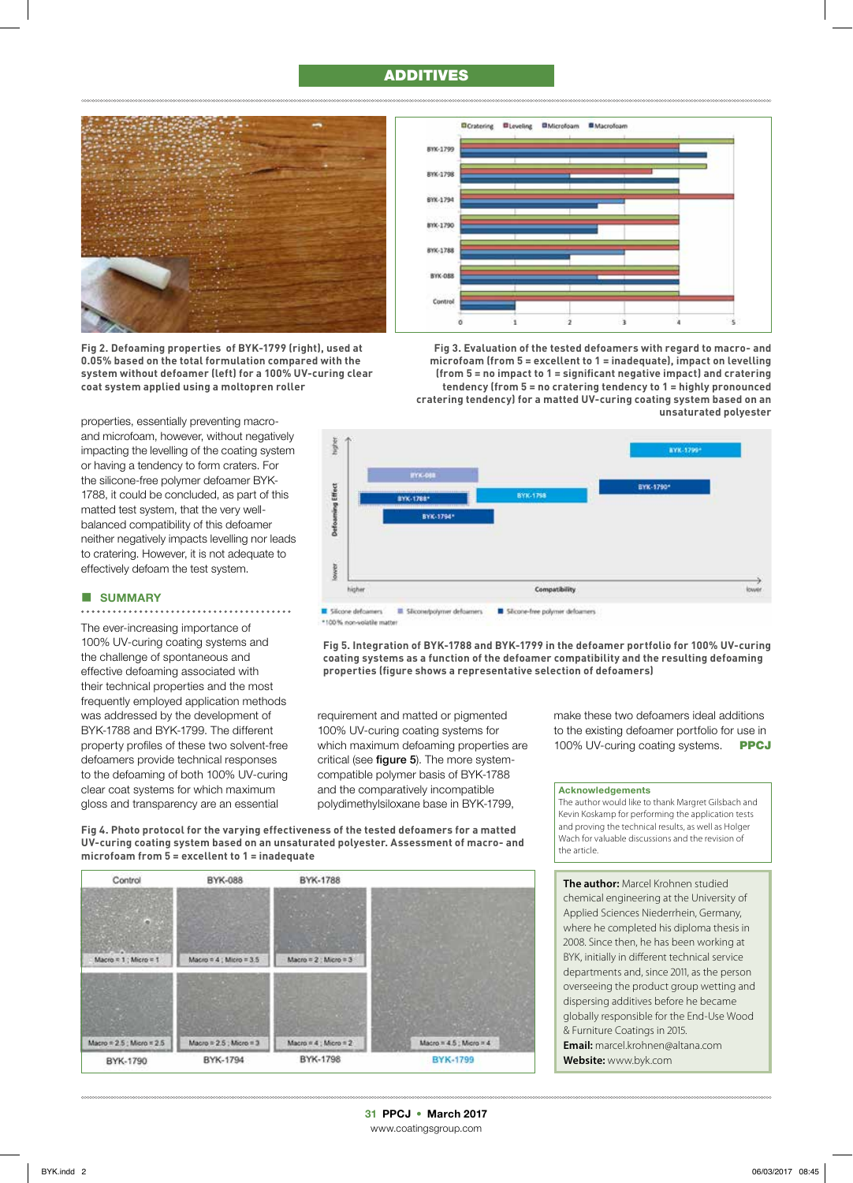## ADDITIVES

Fig 2. Defoaming properties of BYK-1799 (right), used at 0.05% based on the total formulation compared with the system without defoamer (left) for a 100% UV-curing clear coat system applied using a moltopren roller

Cratering Leveling Microfoam Macrofoam

BYK-1799
BYK-1798
BYK-1794
BYK-1790
BYK-1788
BYK-088
Control

0 1 2 3 4 5

Fig 3. Evaluation of the tested defoamers with regard to macro- and microfoam (from 5 = excellent to 1 = inadequate), impact on levelling (from 5 = no impact to 1 = significant negative impact) and cratering tendency (from 5 = no cratering tendency to 1 = highly pronounced cratering tendency) for a matted UV-curing coating system based on an unsaturated polyester

properties, essentially preventing macro- and microfoam, however, without negatively impacting the levelling of the coating system or having a tendency to form craters. For the silicone-free polymer defoamer BYK-1788, it could be concluded, as part of this matted test system, that the very well-balanced compatibility of this defoamer neither negatively impacts levelling nor leads to cratering. However, it is not adequate to effectively defoam the test system.

Defoaming Effect
higher
lower
Compatibility
higher
lower

BYK-1799*
BYK-088
BYK-1790*
BYK-1788*
BYK-1798
BYK-1794*

Silicone defoamers Silicone/polymer defoamers Silicone-free polymer defoamers

*100 % non-volatile matter

Fig 5. Integration of BYK-1788 and BYK-1799 in the defoamer portfolio for 100% UV-curing coating systems as a function of the defoamer compatibility and the resulting defoaming properties (figure shows a representative selection of defoamers)

## SUMMARY

The ever-increasing importance of 100% UV-curing coating systems and the challenge of spontaneous and effective defoaming associated with their technical properties and the most frequently employed application methods was addressed by the development of BYK-1788 and BYK-1799. The different property profiles of these two solvent-free defoamers provide technical responses to the defoaming of both 100% UV-curing clear coat systems for which maximum gloss and transparency are an essential requirement and matted or pigmented 100% UV-curing coating systems for which maximum defoaming properties are critical (see **figure 5**). The more system-compatible polymer basis of BYK-1788 and the comparatively incompatible polydimethylsiloxane base in BYK-1799, make these two defoamers ideal additions to the existing defoamer portfolio for use in 100% UV-curing coating systems. **PPCJ**

Fig 4. Photo protocol for the varying effectiveness of the tested defoamers for a matted UV-curing coating system based on an unsaturated polyester. Assessment of macro- and microfoam from 5 = excellent to 1 = inadequate

Control — Macro = 1 ; Micro = 1
BYK-088 — Macro = 4 ; Micro = 3.5
BYK-1788 — Macro = 2 ; Micro = 3
BYK-1790 — Macro = 2.5 ; Micro = 2.5
BYK-1794 — Macro = 2.5 ; Micro = 3
BYK-1798 — Macro = 4 ; Micro = 2
BYK-1799 — Macro = 4.5 ; Micro = 4

**Acknowledgements**

The author would like to thank Margret Gilsbach and Kevin Koskamp for performing the application tests and proving the technical results, as well as Holger Wach for valuable discussions and the revision of the article.

**The author:** Marcel Krohnen studied chemical engineering at the University of Applied Sciences Niederrhein, Germany, where he completed his diploma thesis in 2008. Since then, he has been working at BYK, initially in different technical service departments and, since 2011, as the person overseeing the product group wetting and dispersing additives before he became globally responsible for the End-Use Wood & Furniture Coatings in 2015.

**Email:** marcel.krohnen@altana.com

**Website:** www.byk.com